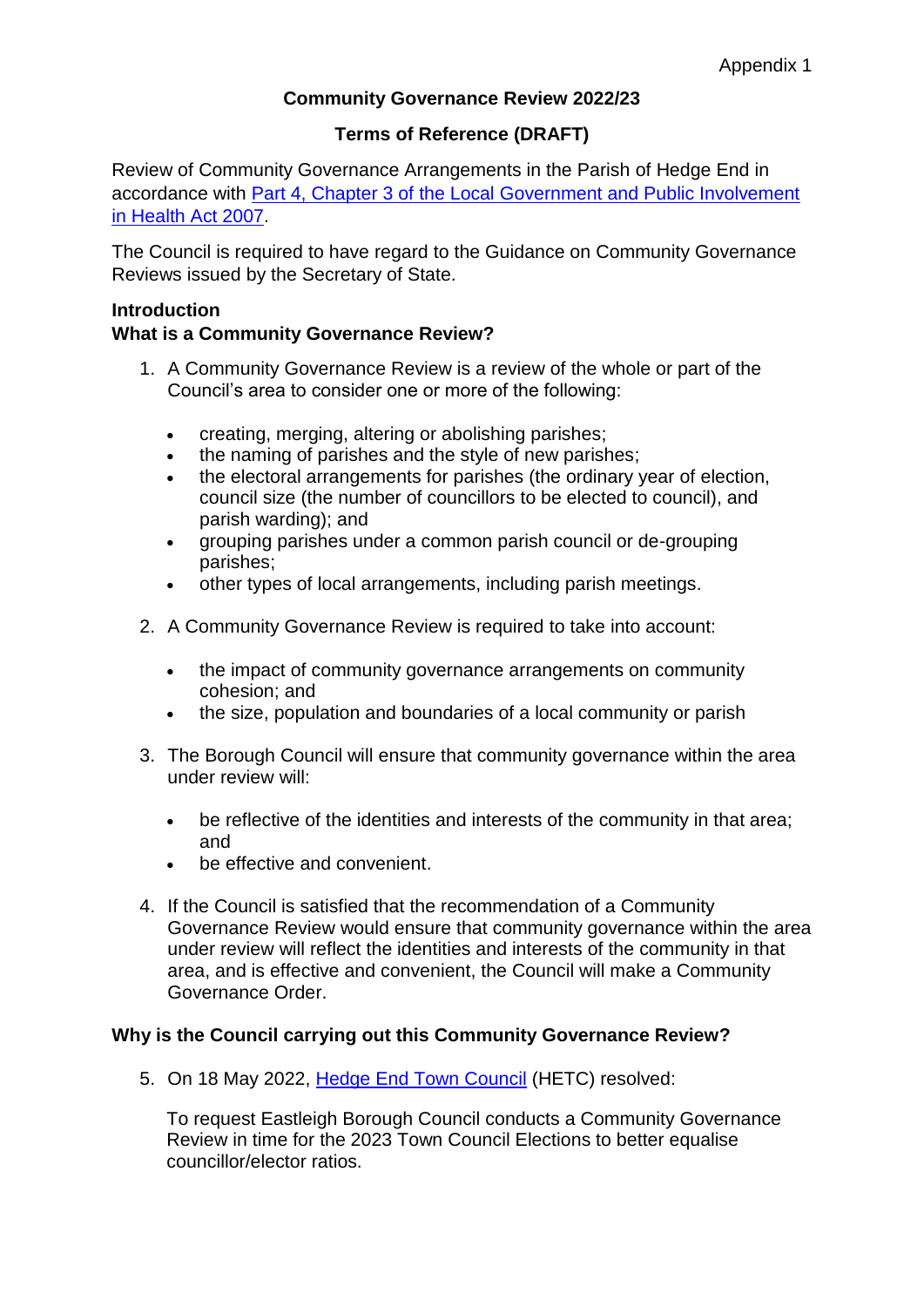Appendix 1

# Community Governance Review 2022/23

## Terms of Reference (DRAFT)

Review of Community Governance Arrangements in the Parish of Hedge End in accordance with [Part 4, Chapter 3 of the Local Government and Public Involvement in Health Act 2007](#).

The Council is required to have regard to the Guidance on Community Governance Reviews issued by the Secretary of State.

### Introduction

### What is a Community Governance Review?

1. A Community Governance Review is a review of the whole or part of the Council's area to consider one or more of the following:

   - creating, merging, altering or abolishing parishes;
   - the naming of parishes and the style of new parishes;
   - the electoral arrangements for parishes (the ordinary year of election, council size (the number of councillors to be elected to council), and parish warding); and
   - grouping parishes under a common parish council or de-grouping parishes;
   - other types of local arrangements, including parish meetings.

2. A Community Governance Review is required to take into account:

   - the impact of community governance arrangements on community cohesion; and
   - the size, population and boundaries of a local community or parish

3. The Borough Council will ensure that community governance within the area under review will:

   - be reflective of the identities and interests of the community in that area; and
   - be effective and convenient.

4. If the Council is satisfied that the recommendation of a Community Governance Review would ensure that community governance within the area under review will reflect the identities and interests of the community in that area, and is effective and convenient, the Council will make a Community Governance Order.

### Why is the Council carrying out this Community Governance Review?

5. On 18 May 2022, [Hedge End Town Council](#) (HETC) resolved:

   To request Eastleigh Borough Council conducts a Community Governance Review in time for the 2023 Town Council Elections to better equalise councillor/elector ratios.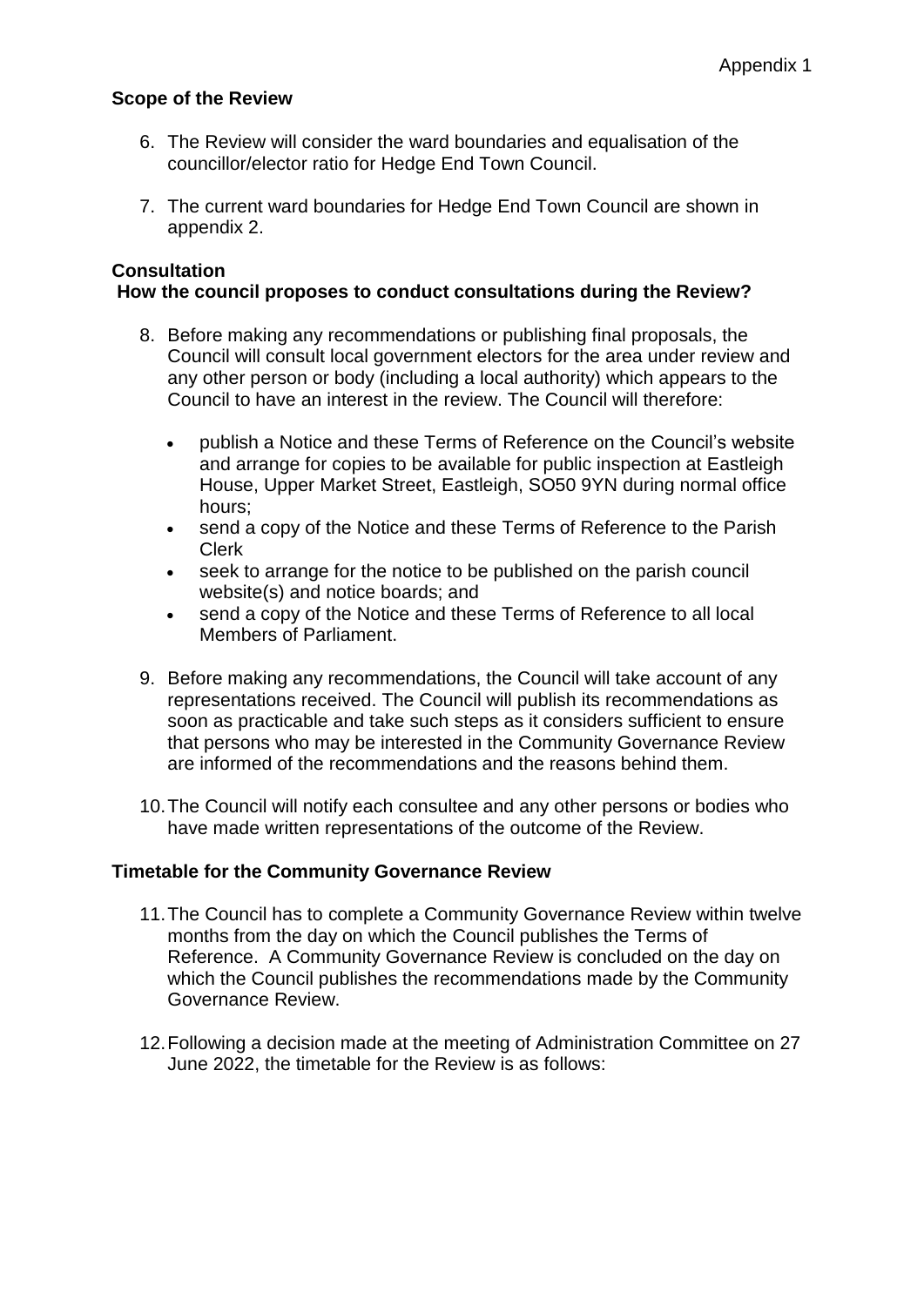Appendix 1

**Scope of the Review**

6. The Review will consider the ward boundaries and equalisation of the councillor/elector ratio for Hedge End Town Council.

7. The current ward boundaries for Hedge End Town Council are shown in appendix 2.

**Consultation**

**How the council proposes to conduct consultations during the Review?**

8. Before making any recommendations or publishing final proposals, the Council will consult local government electors for the area under review and any other person or body (including a local authority) which appears to the Council to have an interest in the review. The Council will therefore:

   - publish a Notice and these Terms of Reference on the Council's website and arrange for copies to be available for public inspection at Eastleigh House, Upper Market Street, Eastleigh, SO50 9YN during normal office hours;
   - send a copy of the Notice and these Terms of Reference to the Parish Clerk
   - seek to arrange for the notice to be published on the parish council website(s) and notice boards; and
   - send a copy of the Notice and these Terms of Reference to all local Members of Parliament.

9. Before making any recommendations, the Council will take account of any representations received. The Council will publish its recommendations as soon as practicable and take such steps as it considers sufficient to ensure that persons who may be interested in the Community Governance Review are informed of the recommendations and the reasons behind them.

10. The Council will notify each consultee and any other persons or bodies who have made written representations of the outcome of the Review.

**Timetable for the Community Governance Review**

11. The Council has to complete a Community Governance Review within twelve months from the day on which the Council publishes the Terms of Reference. A Community Governance Review is concluded on the day on which the Council publishes the recommendations made by the Community Governance Review.

12. Following a decision made at the meeting of Administration Committee on 27 June 2022, the timetable for the Review is as follows: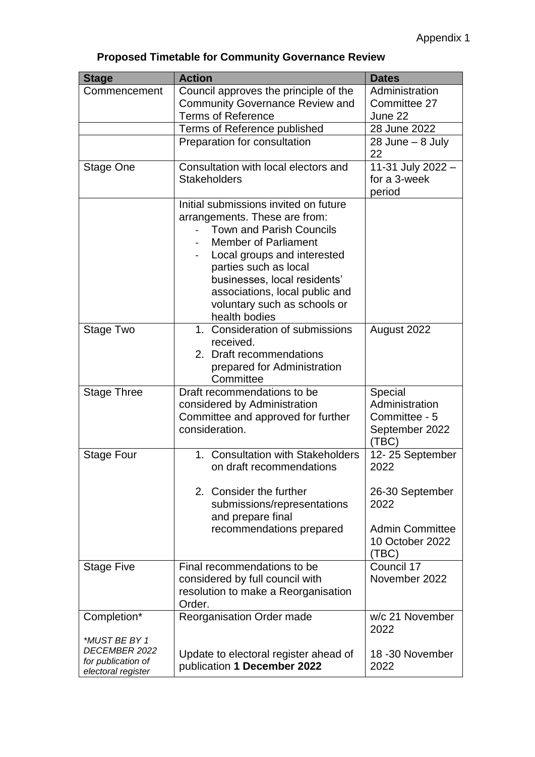Appendix 1

## Proposed Timetable for Community Governance Review

| Stage | Action | Dates |
|---|---|---|
| Commencement | Council approves the principle of the Community Governance Review and Terms of Reference | Administration Committee 27 June 22 |
| | Terms of Reference published | 28 June 2022 |
| | Preparation for consultation | 28 June – 8 July 22 |
| Stage One | Consultation with local electors and Stakeholders | 11-31 July 2022 – for a 3-week period |
| | Initial submissions invited on future arrangements. These are from:<br>- Town and Parish Councils<br>- Member of Parliament<br>- Local groups and interested parties such as local businesses, local residents' associations, local public and voluntary such as schools or health bodies | |
| Stage Two | 1. Consideration of submissions received.<br>2. Draft recommendations prepared for Administration Committee | August 2022 |
| Stage Three | Draft recommendations to be considered by Administration Committee and approved for further consideration. | Special Administration Committee - 5 September 2022 (TBC) |
| Stage Four | 1. Consultation with Stakeholders on draft recommendations<br><br>2. Consider the further submissions/representations and prepare final recommendations prepared | 12- 25 September 2022<br><br>26-30 September 2022<br><br>Admin Committee 10 October 2022 (TBC) |
| Stage Five | Final recommendations to be considered by full council with resolution to make a Reorganisation Order. | Council 17 November 2022 |
| Completion*<br><br>*\*MUST BE BY 1 DECEMBER 2022 for publication of electoral register* | Reorganisation Order made<br><br>Update to electoral register ahead of publication **1 December 2022** | w/c 21 November 2022<br><br>18 -30 November 2022 |